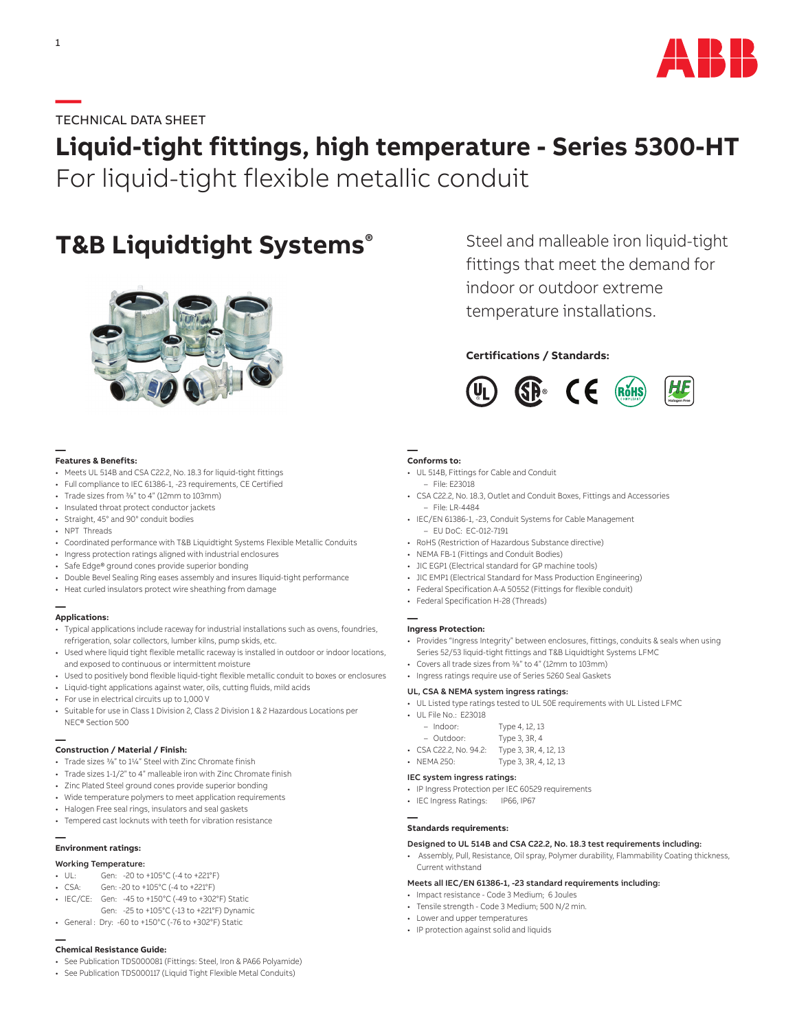TECHNICAL DATA SHEET

# Liquid-tight fittings, high temperature - Series 5300-HT

For liquid-tight flexible metallic conduit

## T&B Liquidtight Systems®

Steel and malleable iron liquid-tight fittings that meet the demand for indoor or outdoor extreme temperature installations.

**Certifications / Standards:**

### Features & Benefits:

- Meets UL 514B and CSA C22.2, No. 18.3 for liquid-tight fittings
- Full compliance to IEC 61386-1, -23 requirements, CE Certified
- Trade sizes from ⅜" to 4" (12mm to 103mm)
- Insulated throat protect conductor jackets
- Straight, 45° and 90° conduit bodies
- NPT Threads
- Coordinated performance with T&B Liquidtight Systems Flexible Metallic Conduits
- Ingress protection ratings aligned with industrial enclosures
- Safe Edge® ground cones provide superior bonding
- Double Bevel Sealing Ring eases assembly and insures lliquid-tight performance
- Heat curled insulators protect wire sheathing from damage

### Applications:

- Typical applications include raceway for industrial installations such as ovens, foundries, refrigeration, solar collectors, lumber kilns, pump skids, etc.
- Used where liquid tight flexible metallic raceway is installed in outdoor or indoor locations, and exposed to continuous or intermittent moisture
- Used to positively bond flexible liquid-tight flexible metallic conduit to boxes or enclosures
- Liquid-tight applications against water, oils, cutting fluids, mild acids
- For use in electrical circuits up to 1,000 V
- Suitable for use in Class 1 Division 2, Class 2 Division 1 & 2 Hazardous Locations per NEC® Section 500

### Construction / Material / Finish:

- Trade sizes ⅜" to 1¼" Steel with Zinc Chromate finish
- Trade sizes 1-1/2" to 4" malleable iron with Zinc Chromate finish
- Zinc Plated Steel ground cones provide superior bonding
- Wide temperature polymers to meet application requirements
- Halogen Free seal rings, insulators and seal gaskets
- Tempered cast locknuts with teeth for vibration resistance

### Environment ratings:

**Working Temperature:**

- UL: Gen: -20 to +105°C (-4 to +221°F)
- CSA: Gen: -20 to +105°C (-4 to +221°F)
- IEC/CE: Gen: -45 to +150°C (-49 to +302°F) Static
  Gen: -25 to +105°C (-13 to +221°F) Dynamic
- General : Dry: -60 to +150°C (-76 to +302°F) Static

### Chemical Resistance Guide:

- See Publication TDS000081 (Fittings: Steel, Iron & PA66 Polyamide)
- See Publication TDS000117 (Liquid Tight Flexible Metal Conduits)

### Conforms to:

- UL 514B, Fittings for Cable and Conduit
  - File: E23018
- CSA C22.2, No. 18.3, Outlet and Conduit Boxes, Fittings and Accessories
  - File: LR-4484
- IEC/EN 61386-1, -23, Conduit Systems for Cable Management
  - EU DoC: EC-012-7191
- RoHS (Restriction of Hazardous Substance directive)
- NEMA FB-1 (Fittings and Conduit Bodies)
- JIC EGP1 (Electrical standard for GP machine tools)
- JIC EMP1 (Electrical Standard for Mass Production Engineering)
- Federal Specification A-A 50552 (Fittings for flexible conduit)
- Federal Specification H-28 (Threads)

### Ingress Protection:

- Provides "Ingress Integrity" between enclosures, fittings, conduits & seals when using Series 52/53 liquid-tight fittings and T&B Liquidtight Systems LFMC
- Covers all trade sizes from ⅜" to 4" (12mm to 103mm)
- Ingress ratings require use of Series 5260 Seal Gaskets

**UL, CSA & NEMA system ingress ratings:**

- UL Listed type ratings tested to UL 50E requirements with UL Listed LFMC
- UL File No.: E23018
  - Indoor: Type 4, 12, 13
  - Outdoor: Type 3, 3R, 4
- CSA C22.2, No. 94.2: Type 3, 3R, 4, 12, 13
- NEMA 250: Type 3, 3R, 4, 12, 13

**IEC system ingress ratings:**

- IP Ingress Protection per IEC 60529 requirements
- IEC Ingress Ratings: IP66, IP67

### Standards requirements:

**Designed to UL 514B and CSA C22.2, No. 18.3 test requirements including:**

- Assembly, Pull, Resistance, Oil spray, Polymer durability, Flammability Coating thickness, Current withstand

**Meets all IEC/EN 61386-1, -23 standard requirements including:**

- Impact resistance - Code 3 Medium; 6 Joules
- Tensile strength - Code 3 Medium; 500 N/2 min.
- Lower and upper temperatures
- IP protection against solid and liquids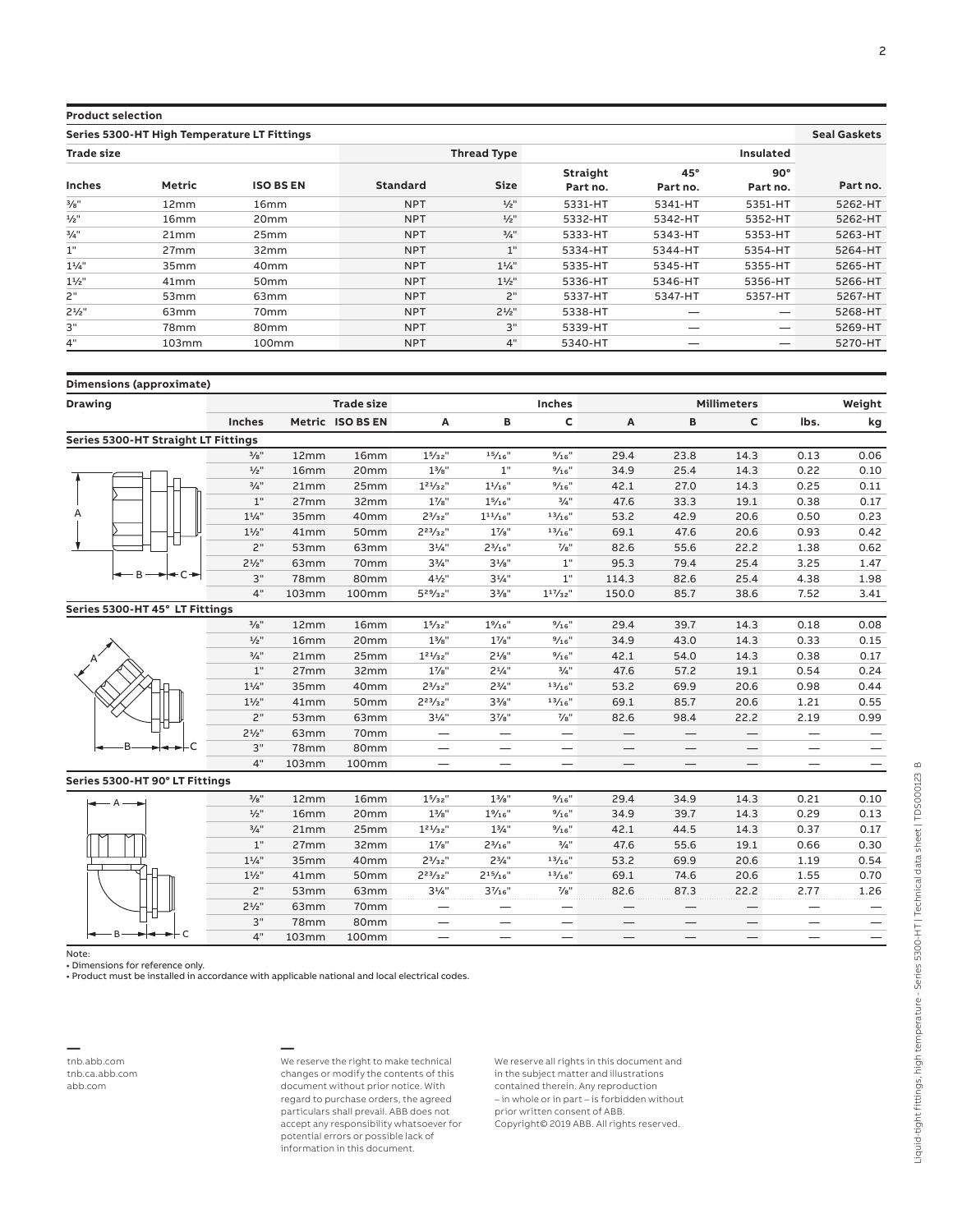## Product selection

### Series 5300-HT High Temperature LT Fittings

| Trade size | | | Thread Type | | Insulated | | | Seal Gaskets |
|---|---|---|---|---|---|---|---|---|
| Inches | Metric | ISO BS EN | Standard | Size | Straight Part no. | 45° Part no. | 90° Part no. | Part no. |
| ⅜" | 12mm | 16mm | NPT | ½" | 5331-HT | 5341-HT | 5351-HT | 5262-HT |
| ½" | 16mm | 20mm | NPT | ½" | 5332-HT | 5342-HT | 5352-HT | 5262-HT |
| ¾" | 21mm | 25mm | NPT | ¾" | 5333-HT | 5343-HT | 5353-HT | 5263-HT |
| 1" | 27mm | 32mm | NPT | 1" | 5334-HT | 5344-HT | 5354-HT | 5264-HT |
| 1¼" | 35mm | 40mm | NPT | 1¼" | 5335-HT | 5345-HT | 5355-HT | 5265-HT |
| 1½" | 41mm | 50mm | NPT | 1½" | 5336-HT | 5346-HT | 5356-HT | 5266-HT |
| 2" | 53mm | 63mm | NPT | 2" | 5337-HT | 5347-HT | 5357-HT | 5267-HT |
| 2½" | 63mm | 70mm | NPT | 2½" | 5338-HT | — | — | 5268-HT |
| 3" | 78mm | 80mm | NPT | 3" | 5339-HT | — | — | 5269-HT |
| 4" | 103mm | 100mm | NPT | 4" | 5340-HT | — | — | 5270-HT |

## Dimensions (approximate)

| Drawing | Trade size | | | Inches | | | Millimeters | | | Weight | |
|---|---|---|---|---|---|---|---|---|---|---|---|
| | Inches | Metric | ISO BS EN | A | B | C | A | B | C | lbs. | kg |
| **Series 5300-HT Straight LT Fittings** | | | | | | | | | | | |
| | ⅜" | 12mm | 16mm | 1⁵⁄₃₂" | ¹⁵⁄₁₆" | ⁹⁄₁₆" | 29.4 | 23.8 | 14.3 | 0.13 | 0.06 |
| | ½" | 16mm | 20mm | 1⅜" | 1" | ⁹⁄₁₆" | 34.9 | 25.4 | 14.3 | 0.22 | 0.10 |
| | ¾" | 21mm | 25mm | 1²¹⁄₃₂" | 1¹⁄₁₆" | ⁹⁄₁₆" | 42.1 | 27.0 | 14.3 | 0.25 | 0.11 |
| | 1" | 27mm | 32mm | 1⅞" | 1⁵⁄₁₆" | ¾" | 47.6 | 33.3 | 19.1 | 0.38 | 0.17 |
| | 1¼" | 35mm | 40mm | 2³⁄₃₂" | 1¹¹⁄₁₆" | ¹³⁄₁₆" | 53.2 | 42.9 | 20.6 | 0.50 | 0.23 |
| | 1½" | 41mm | 50mm | 2²³⁄₃₂" | 1⅞" | ¹³⁄₁₆" | 69.1 | 47.6 | 20.6 | 0.93 | 0.42 |
| | 2" | 53mm | 63mm | 3¼" | 2³⁄₁₆" | ⅞" | 82.6 | 55.6 | 22.2 | 1.38 | 0.62 |
| | 2½" | 63mm | 70mm | 3¾" | 3⅛" | 1" | 95.3 | 79.4 | 25.4 | 3.25 | 1.47 |
| | 3" | 78mm | 80mm | 4½" | 3¼" | 1" | 114.3 | 82.6 | 25.4 | 4.38 | 1.98 |
| | 4" | 103mm | 100mm | 5²⁹⁄₃₂" | 3⅜" | 1¹⁷⁄₃₂" | 150.0 | 85.7 | 38.6 | 7.52 | 3.41 |
| **Series 5300-HT 45° LT Fittings** | | | | | | | | | | | |
| | ⅜" | 12mm | 16mm | 1⁵⁄₃₂" | 1⁹⁄₁₆" | ⁹⁄₁₆" | 29.4 | 39.7 | 14.3 | 0.18 | 0.08 |
| | ½" | 16mm | 20mm | 1⅜" | 1⅞" | ⁹⁄₁₆" | 34.9 | 43.0 | 14.3 | 0.33 | 0.15 |
| | ¾" | 21mm | 25mm | 1²¹⁄₃₂" | 2⅛" | ⁹⁄₁₆" | 42.1 | 54.0 | 14.3 | 0.38 | 0.17 |
| | 1" | 27mm | 32mm | 1⅞" | 2¼" | ¾" | 47.6 | 57.2 | 19.1 | 0.54 | 0.24 |
| | 1¼" | 35mm | 40mm | 2³⁄₃₂" | 2¾" | ¹³⁄₁₆" | 53.2 | 69.9 | 20.6 | 0.98 | 0.44 |
| | 1½" | 41mm | 50mm | 2²³⁄₃₂" | 3⅜" | ¹³⁄₁₆" | 69.1 | 85.7 | 20.6 | 1.21 | 0.55 |
| | 2" | 53mm | 63mm | 3¼" | 3⅞" | ⅞" | 82.6 | 98.4 | 22.2 | 2.19 | 0.99 |
| | 2½" | 63mm | 70mm | — | — | — | — | — | — | — | — |
| | 3" | 78mm | 80mm | — | — | — | — | — | — | — | — |
| | 4" | 103mm | 100mm | — | — | — | — | — | — | — | — |
| **Series 5300-HT 90° LT Fittings** | | | | | | | | | | | |
| | ⅜" | 12mm | 16mm | 1⁵⁄₃₂" | 1⅜" | ⁹⁄₁₆" | 29.4 | 34.9 | 14.3 | 0.21 | 0.10 |
| | ½" | 16mm | 20mm | 1⅜" | 1⁹⁄₁₆" | ⁹⁄₁₆" | 34.9 | 39.7 | 14.3 | 0.29 | 0.13 |
| | ¾" | 21mm | 25mm | 1²¹⁄₃₂" | 1¾" | ⁹⁄₁₆" | 42.1 | 44.5 | 14.3 | 0.37 | 0.17 |
| | 1" | 27mm | 32mm | 1⅞" | 2³⁄₁₆" | ¾" | 47.6 | 55.6 | 19.1 | 0.66 | 0.30 |
| | 1¼" | 35mm | 40mm | 2³⁄₃₂" | 2¾" | ¹³⁄₁₆" | 53.2 | 69.9 | 20.6 | 1.19 | 0.54 |
| | 1½" | 41mm | 50mm | 2²³⁄₃₂" | 2¹⁵⁄₁₆" | ¹³⁄₁₆" | 69.1 | 74.6 | 20.6 | 1.55 | 0.70 |
| | 2" | 53mm | 63mm | 3¼" | 3⁷⁄₁₆" | ⅞" | 82.6 | 87.3 | 22.2 | 2.77 | 1.26 |
| | 2½" | 63mm | 70mm | — | — | — | — | — | — | — | — |
| | 3" | 78mm | 80mm | — | — | — | — | — | — | — | — |
| | 4" | 103mm | 100mm | — | — | — | — | — | — | — | — |

Note:
- Dimensions for reference only.
- Product must be installed in accordance with applicable national and local electrical codes.

tnb.abb.com
tnb.ca.abb.com
abb.com

We reserve the right to make technical changes or modify the contents of this document without prior notice. With regard to purchase orders, the agreed particulars shall prevail. ABB does not accept any responsibility whatsoever for potential errors or possible lack of information in this document.

We reserve all rights in this document and in the subject matter and illustrations contained therein. Any reproduction – in whole or in part – is forbidden without prior written consent of ABB.
Copyright© 2019 ABB. All rights reserved.